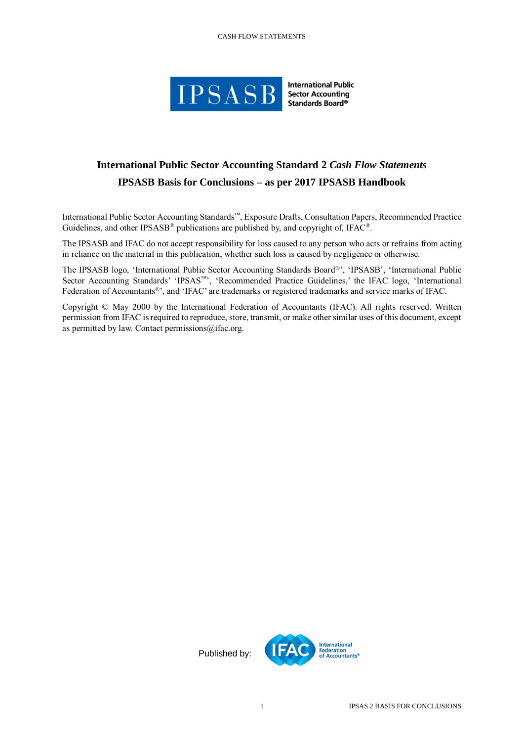# International Public Sector Accounting Standard 2 *Cash Flow Statements*

## IPSASB Basis for Conclusions – as per 2017 IPSASB Handbook

International Public Sector Accounting Standards™, Exposure Drafts, Consultation Papers, Recommended Practice Guidelines, and other IPSASB® publications are published by, and copyright of, IFAC®.

The IPSASB and IFAC do not accept responsibility for loss caused to any person who acts or refrains from acting in reliance on the material in this publication, whether such loss is caused by negligence or otherwise.

The IPSASB logo, 'International Public Sector Accounting Standards Board®', 'IPSASB', 'International Public Sector Accounting Standards' 'IPSAS™', 'Recommended Practice Guidelines,' the IFAC logo, 'International Federation of Accountants®', and 'IFAC' are trademarks or registered trademarks and service marks of IFAC.

Copyright © May 2000 by the International Federation of Accountants (IFAC). All rights reserved. Written permission from IFAC is required to reproduce, store, transmit, or make other similar uses of this document, except as permitted by law. Contact permissions@ifac.org.

Published by: International Federation of Accountants®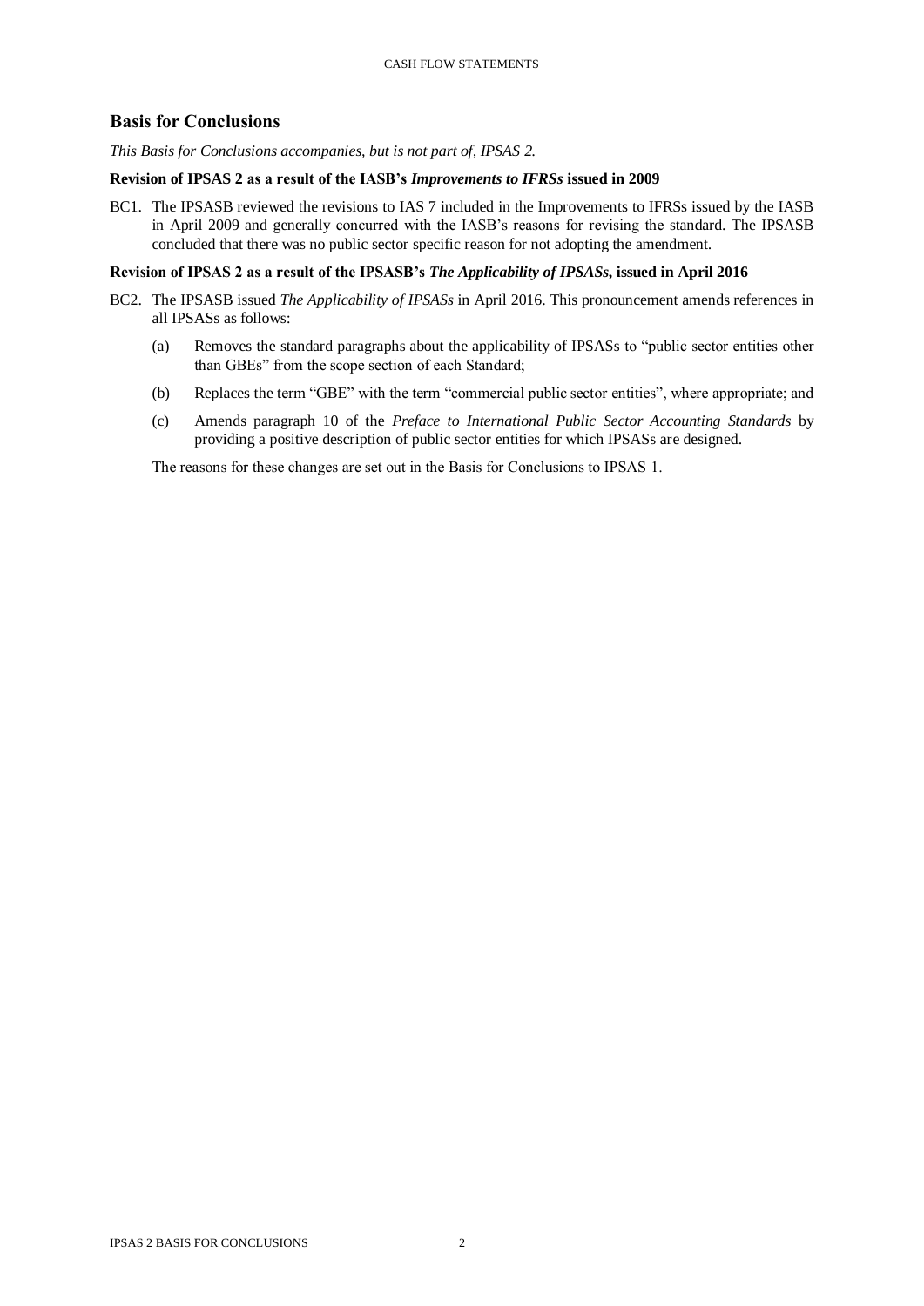## Basis for Conclusions

*This Basis for Conclusions accompanies, but is not part of, IPSAS 2.*

**Revision of IPSAS 2 as a result of the IASB's *Improvements to IFRSs* issued in 2009**

BC1. The IPSASB reviewed the revisions to IAS 7 included in the Improvements to IFRSs issued by the IASB in April 2009 and generally concurred with the IASB's reasons for revising the standard. The IPSASB concluded that there was no public sector specific reason for not adopting the amendment.

**Revision of IPSAS 2 as a result of the IPSASB's *The Applicability of IPSASs*, issued in April 2016**

BC2. The IPSASB issued *The Applicability of IPSASs* in April 2016. This pronouncement amends references in all IPSASs as follows:

(a) Removes the standard paragraphs about the applicability of IPSASs to "public sector entities other than GBEs" from the scope section of each Standard;

(b) Replaces the term "GBE" with the term "commercial public sector entities", where appropriate; and

(c) Amends paragraph 10 of the *Preface to International Public Sector Accounting Standards* by providing a positive description of public sector entities for which IPSASs are designed.

The reasons for these changes are set out in the Basis for Conclusions to IPSAS 1.